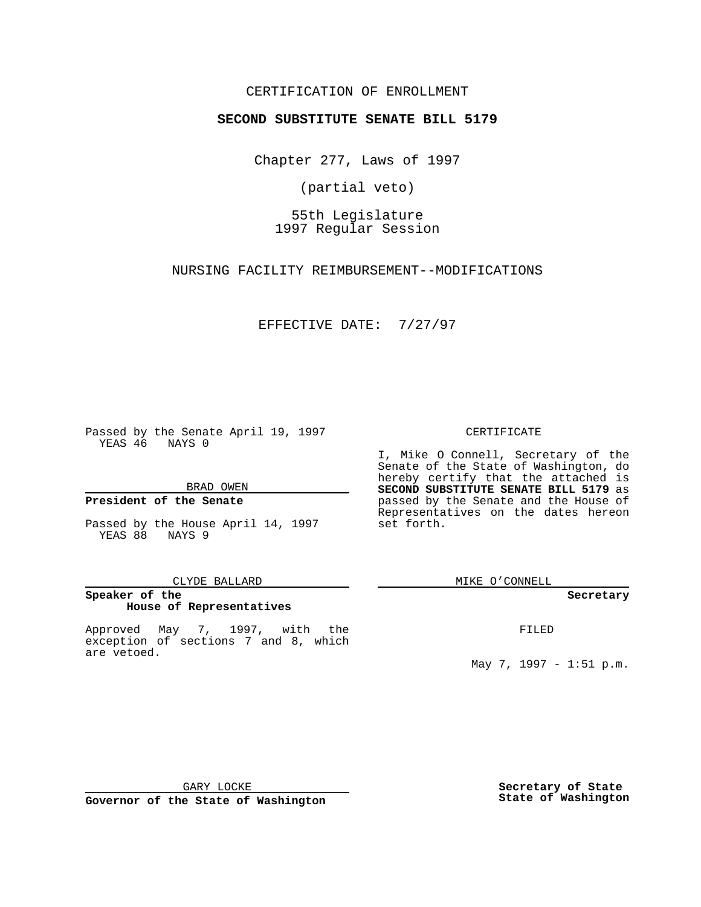CERTIFICATION OF ENROLLMENT

**SECOND SUBSTITUTE SENATE BILL 5179**

Chapter 277, Laws of 1997

(partial veto)

55th Legislature
1997 Regular Session

NURSING FACILITY REIMBURSEMENT--MODIFICATIONS

EFFECTIVE DATE: 7/27/97

Passed by the Senate April 19, 1997
YEAS 46 NAYS 0

BRAD OWEN

**President of the Senate**

Passed by the House April 14, 1997
YEAS 88 NAYS 9

CLYDE BALLARD

**Speaker of the House of Representatives**

Approved May 7, 1997, with the exception of sections 7 and 8, which are vetoed.

GARY LOCKE

**Governor of the State of Washington**

CERTIFICATE

I, Mike O Connell, Secretary of the Senate of the State of Washington, do hereby certify that the attached is **SECOND SUBSTITUTE SENATE BILL 5179** as passed by the Senate and the House of Representatives on the dates hereon set forth.

MIKE O'CONNELL

**Secretary**

FILED

May 7, 1997 - 1:51 p.m.

**Secretary of State**
**State of Washington**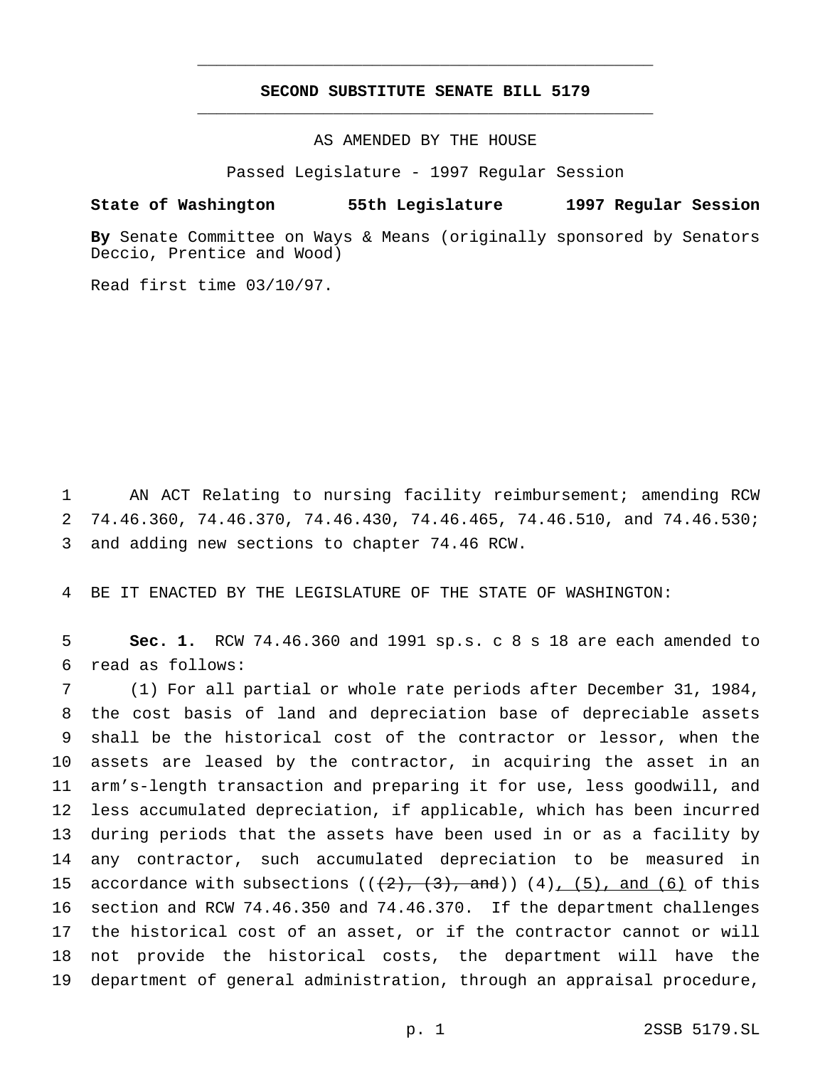# SECOND SUBSTITUTE SENATE BILL 5179

AS AMENDED BY THE HOUSE

Passed Legislature - 1997 Regular Session

**State of Washington 55th Legislature 1997 Regular Session**

**By** Senate Committee on Ways & Means (originally sponsored by Senators Deccio, Prentice and Wood)

Read first time 03/10/97.

1 AN ACT Relating to nursing facility reimbursement; amending RCW 2 74.46.360, 74.46.370, 74.46.430, 74.46.465, 74.46.510, and 74.46.530; 3 and adding new sections to chapter 74.46 RCW.

4 BE IT ENACTED BY THE LEGISLATURE OF THE STATE OF WASHINGTON:

5 **Sec. 1.** RCW 74.46.360 and 1991 sp.s. c 8 s 18 are each amended to 6 read as follows:

7 (1) For all partial or whole rate periods after December 31, 1984, 8 the cost basis of land and depreciation base of depreciable assets 9 shall be the historical cost of the contractor or lessor, when the 10 assets are leased by the contractor, in acquiring the asset in an 11 arm's-length transaction and preparing it for use, less goodwill, and 12 less accumulated depreciation, if applicable, which has been incurred 13 during periods that the assets have been used in or as a facility by 14 any contractor, such accumulated depreciation to be measured in 15 accordance with subsections ((~~(2), (3), and~~)) (4)<u>, (5), and (6)</u> of this 16 section and RCW 74.46.350 and 74.46.370. If the department challenges 17 the historical cost of an asset, or if the contractor cannot or will 18 not provide the historical costs, the department will have the 19 department of general administration, through an appraisal procedure,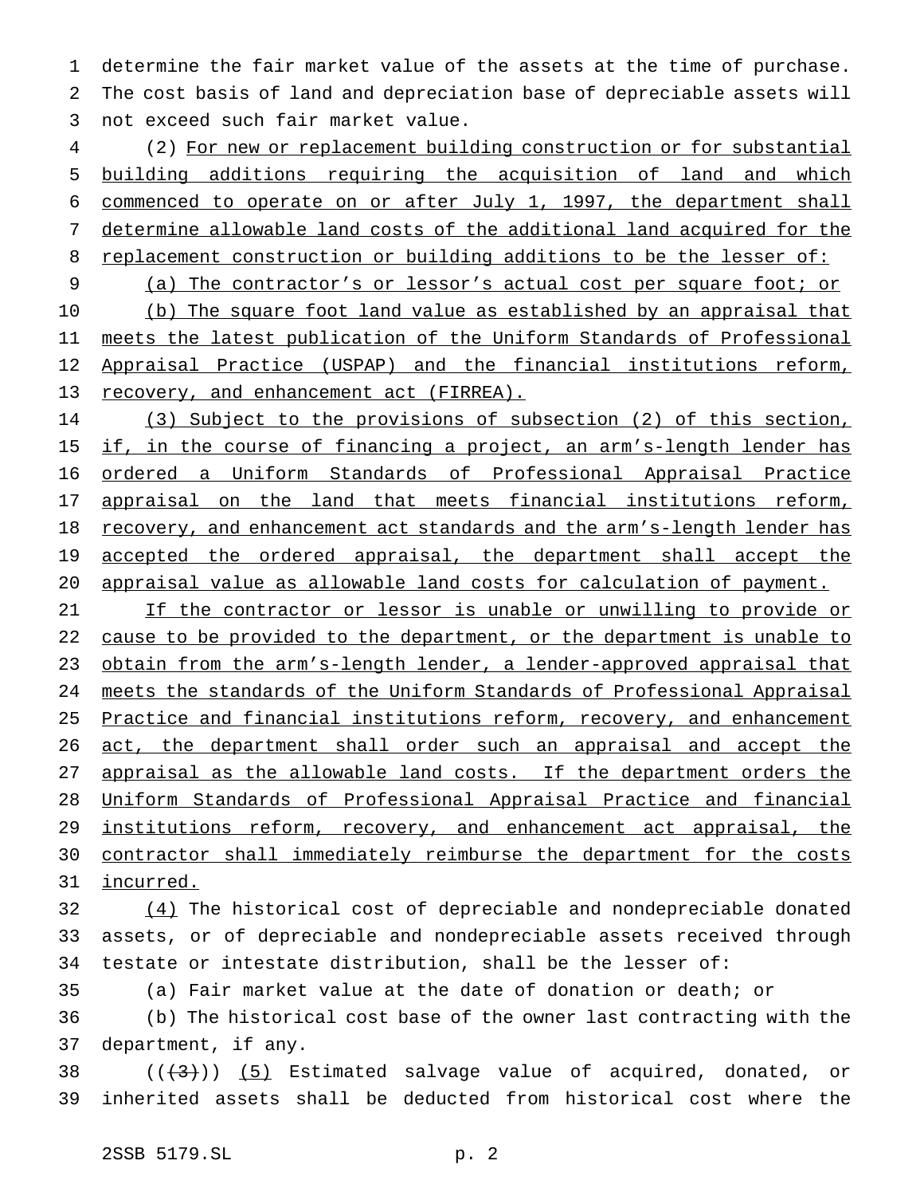determine the fair market value of the assets at the time of purchase. The cost basis of land and depreciation base of depreciable assets will not exceed such fair market value.

(2) For new or replacement building construction or for substantial building additions requiring the acquisition of land and which commenced to operate on or after July 1, 1997, the department shall determine allowable land costs of the additional land acquired for the replacement construction or building additions to be the lesser of:

(a) The contractor's or lessor's actual cost per square foot; or

(b) The square foot land value as established by an appraisal that meets the latest publication of the Uniform Standards of Professional Appraisal Practice (USPAP) and the financial institutions reform, recovery, and enhancement act (FIRREA).

(3) Subject to the provisions of subsection (2) of this section, if, in the course of financing a project, an arm's-length lender has ordered a Uniform Standards of Professional Appraisal Practice appraisal on the land that meets financial institutions reform, recovery, and enhancement act standards and the arm's-length lender has accepted the ordered appraisal, the department shall accept the appraisal value as allowable land costs for calculation of payment.

If the contractor or lessor is unable or unwilling to provide or cause to be provided to the department, or the department is unable to obtain from the arm's-length lender, a lender-approved appraisal that meets the standards of the Uniform Standards of Professional Appraisal Practice and financial institutions reform, recovery, and enhancement act, the department shall order such an appraisal and accept the appraisal as the allowable land costs. If the department orders the Uniform Standards of Professional Appraisal Practice and financial institutions reform, recovery, and enhancement act appraisal, the contractor shall immediately reimburse the department for the costs incurred.

(4) The historical cost of depreciable and nondepreciable donated assets, or of depreciable and nondepreciable assets received through testate or intestate distribution, shall be the lesser of:

(a) Fair market value at the date of donation or death; or

(b) The historical cost base of the owner last contracting with the department, if any.

(((3))) (5) Estimated salvage value of acquired, donated, or inherited assets shall be deducted from historical cost where the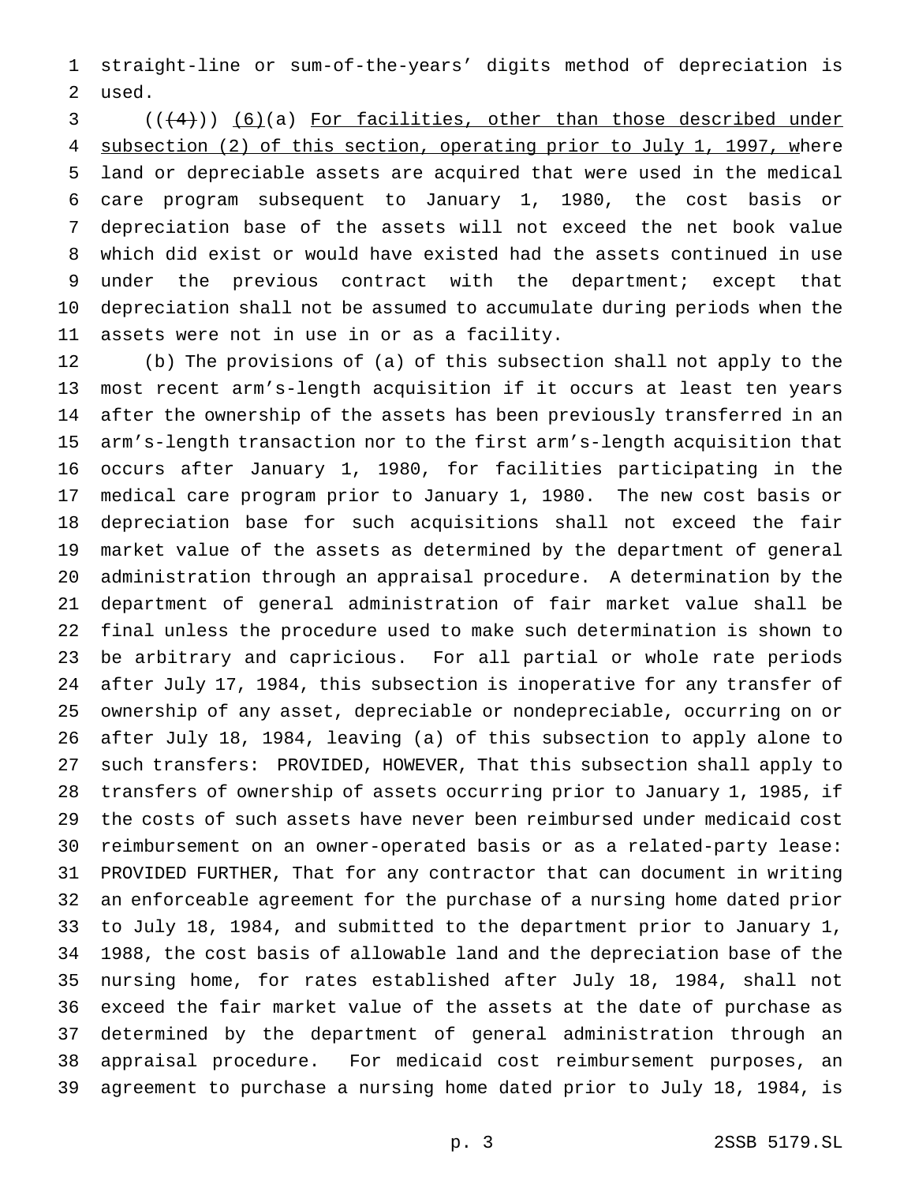straight-line or sum-of-the-years' digits method of depreciation is used.

(((4))) (6)(a) For facilities, other than those described under subsection (2) of this section, operating prior to July 1, 1997, where land or depreciable assets are acquired that were used in the medical care program subsequent to January 1, 1980, the cost basis or depreciation base of the assets will not exceed the net book value which did exist or would have existed had the assets continued in use under the previous contract with the department; except that depreciation shall not be assumed to accumulate during periods when the assets were not in use in or as a facility.

(b) The provisions of (a) of this subsection shall not apply to the most recent arm's-length acquisition if it occurs at least ten years after the ownership of the assets has been previously transferred in an arm's-length transaction nor to the first arm's-length acquisition that occurs after January 1, 1980, for facilities participating in the medical care program prior to January 1, 1980. The new cost basis or depreciation base for such acquisitions shall not exceed the fair market value of the assets as determined by the department of general administration through an appraisal procedure. A determination by the department of general administration of fair market value shall be final unless the procedure used to make such determination is shown to be arbitrary and capricious. For all partial or whole rate periods after July 17, 1984, this subsection is inoperative for any transfer of ownership of any asset, depreciable or nondepreciable, occurring on or after July 18, 1984, leaving (a) of this subsection to apply alone to such transfers: PROVIDED, HOWEVER, That this subsection shall apply to transfers of ownership of assets occurring prior to January 1, 1985, if the costs of such assets have never been reimbursed under medicaid cost reimbursement on an owner-operated basis or as a related-party lease: PROVIDED FURTHER, That for any contractor that can document in writing an enforceable agreement for the purchase of a nursing home dated prior to July 18, 1984, and submitted to the department prior to January 1, 1988, the cost basis of allowable land and the depreciation base of the nursing home, for rates established after July 18, 1984, shall not exceed the fair market value of the assets at the date of purchase as determined by the department of general administration through an appraisal procedure. For medicaid cost reimbursement purposes, an agreement to purchase a nursing home dated prior to July 18, 1984, is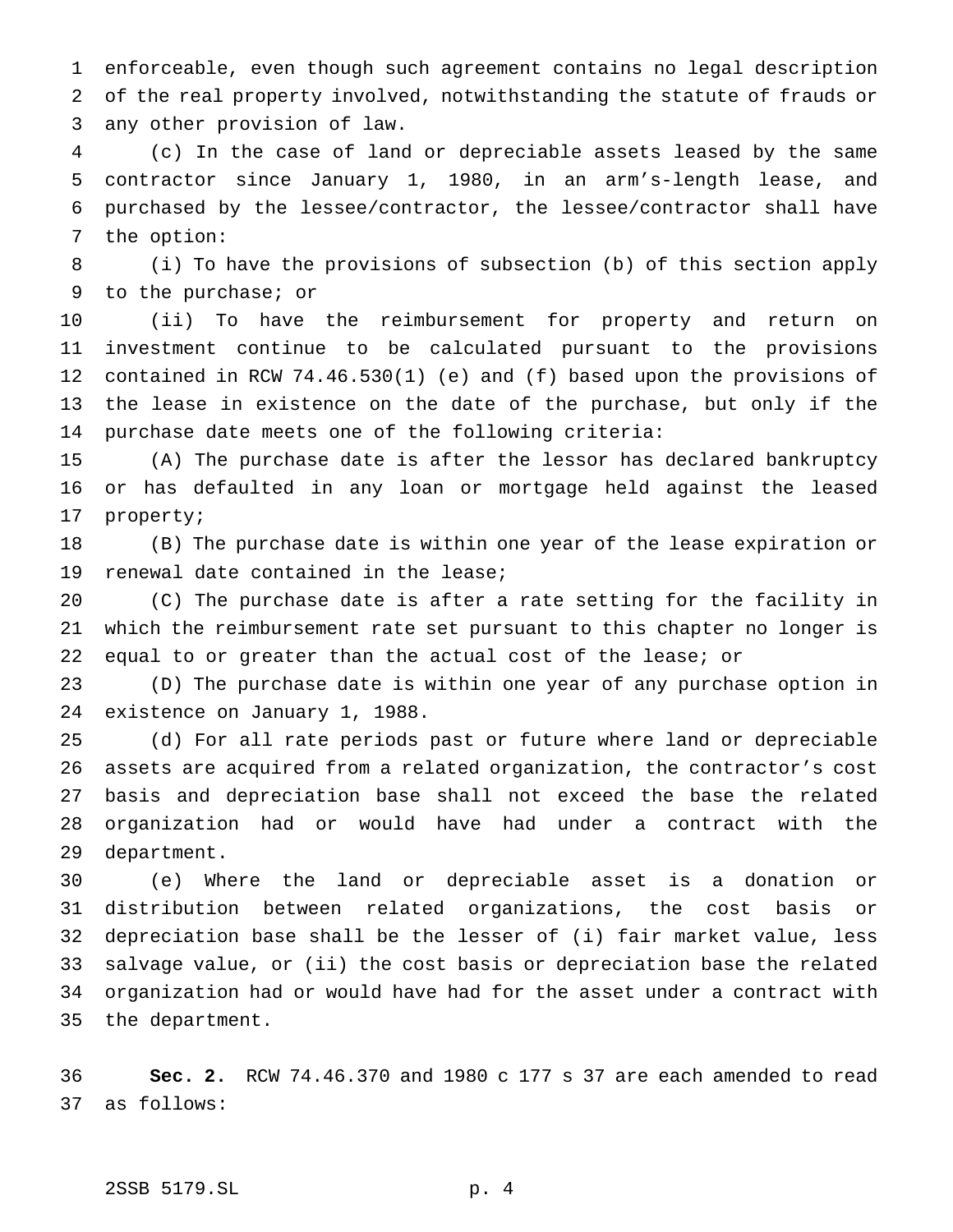enforceable, even though such agreement contains no legal description of the real property involved, notwithstanding the statute of frauds or any other provision of law.

(c) In the case of land or depreciable assets leased by the same contractor since January 1, 1980, in an arm's-length lease, and purchased by the lessee/contractor, the lessee/contractor shall have the option:

(i) To have the provisions of subsection (b) of this section apply to the purchase; or

(ii) To have the reimbursement for property and return on investment continue to be calculated pursuant to the provisions contained in RCW 74.46.530(1) (e) and (f) based upon the provisions of the lease in existence on the date of the purchase, but only if the purchase date meets one of the following criteria:

(A) The purchase date is after the lessor has declared bankruptcy or has defaulted in any loan or mortgage held against the leased property;

(B) The purchase date is within one year of the lease expiration or renewal date contained in the lease;

(C) The purchase date is after a rate setting for the facility in which the reimbursement rate set pursuant to this chapter no longer is equal to or greater than the actual cost of the lease; or

(D) The purchase date is within one year of any purchase option in existence on January 1, 1988.

(d) For all rate periods past or future where land or depreciable assets are acquired from a related organization, the contractor's cost basis and depreciation base shall not exceed the base the related organization had or would have had under a contract with the department.

(e) Where the land or depreciable asset is a donation or distribution between related organizations, the cost basis or depreciation base shall be the lesser of (i) fair market value, less salvage value, or (ii) the cost basis or depreciation base the related organization had or would have had for the asset under a contract with the department.

**Sec. 2.** RCW 74.46.370 and 1980 c 177 s 37 are each amended to read as follows: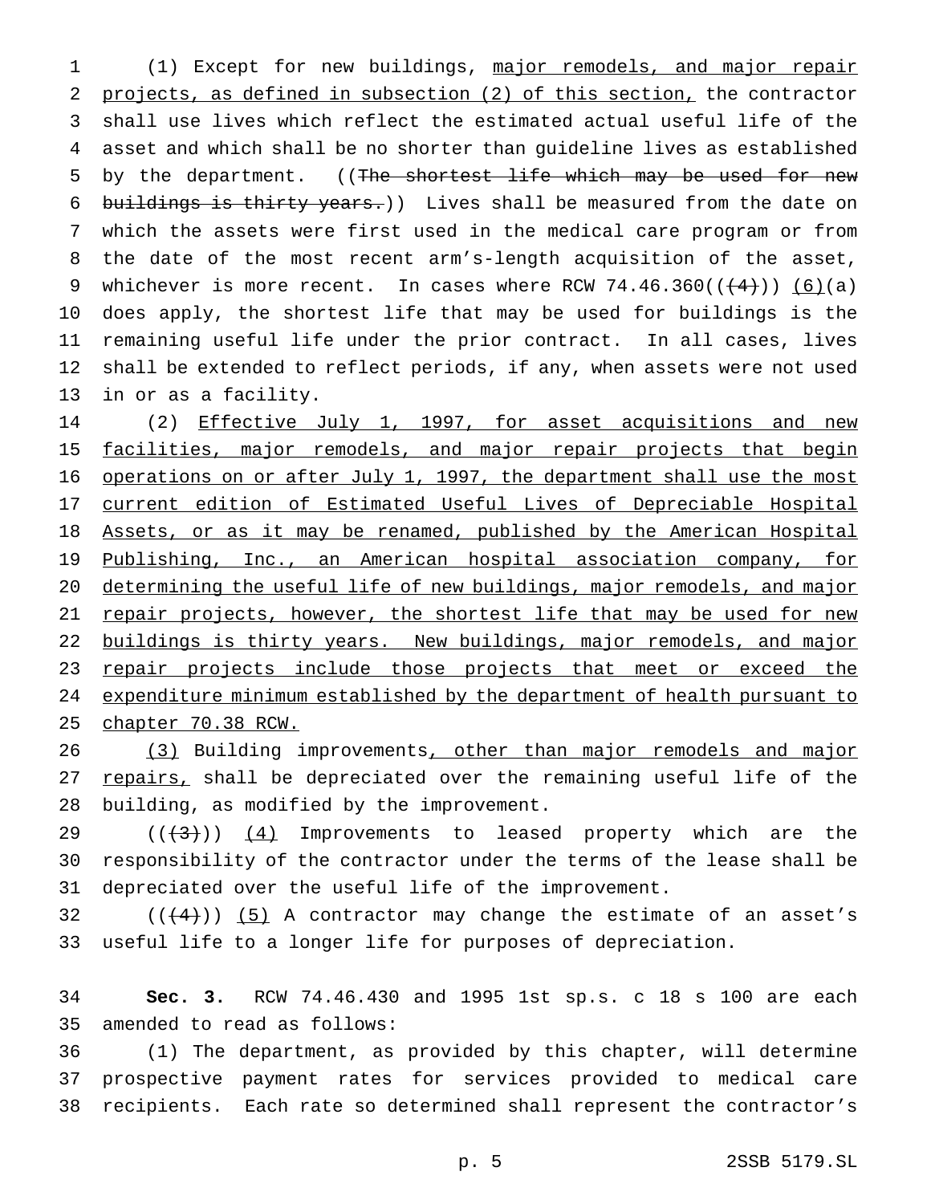(1) Except for new buildings, major remodels, and major repair projects, as defined in subsection (2) of this section, the contractor shall use lives which reflect the estimated actual useful life of the asset and which shall be no shorter than guideline lives as established by the department. ((The shortest life which may be used for new buildings is thirty years.)) Lives shall be measured from the date on which the assets were first used in the medical care program or from the date of the most recent arm's-length acquisition of the asset, whichever is more recent. In cases where RCW 74.46.360(((4))) (6)(a) does apply, the shortest life that may be used for buildings is the remaining useful life under the prior contract. In all cases, lives shall be extended to reflect periods, if any, when assets were not used in or as a facility.

(2) Effective July 1, 1997, for asset acquisitions and new facilities, major remodels, and major repair projects that begin operations on or after July 1, 1997, the department shall use the most current edition of Estimated Useful Lives of Depreciable Hospital Assets, or as it may be renamed, published by the American Hospital Publishing, Inc., an American hospital association company, for determining the useful life of new buildings, major remodels, and major repair projects, however, the shortest life that may be used for new buildings is thirty years. New buildings, major remodels, and major repair projects include those projects that meet or exceed the expenditure minimum established by the department of health pursuant to chapter 70.38 RCW.

(3) Building improvements, other than major remodels and major repairs, shall be depreciated over the remaining useful life of the building, as modified by the improvement.

(((3))) (4) Improvements to leased property which are the responsibility of the contractor under the terms of the lease shall be depreciated over the useful life of the improvement.

(((4))) (5) A contractor may change the estimate of an asset's useful life to a longer life for purposes of depreciation.

**Sec. 3.** RCW 74.46.430 and 1995 1st sp.s. c 18 s 100 are each amended to read as follows:

(1) The department, as provided by this chapter, will determine prospective payment rates for services provided to medical care recipients. Each rate so determined shall represent the contractor's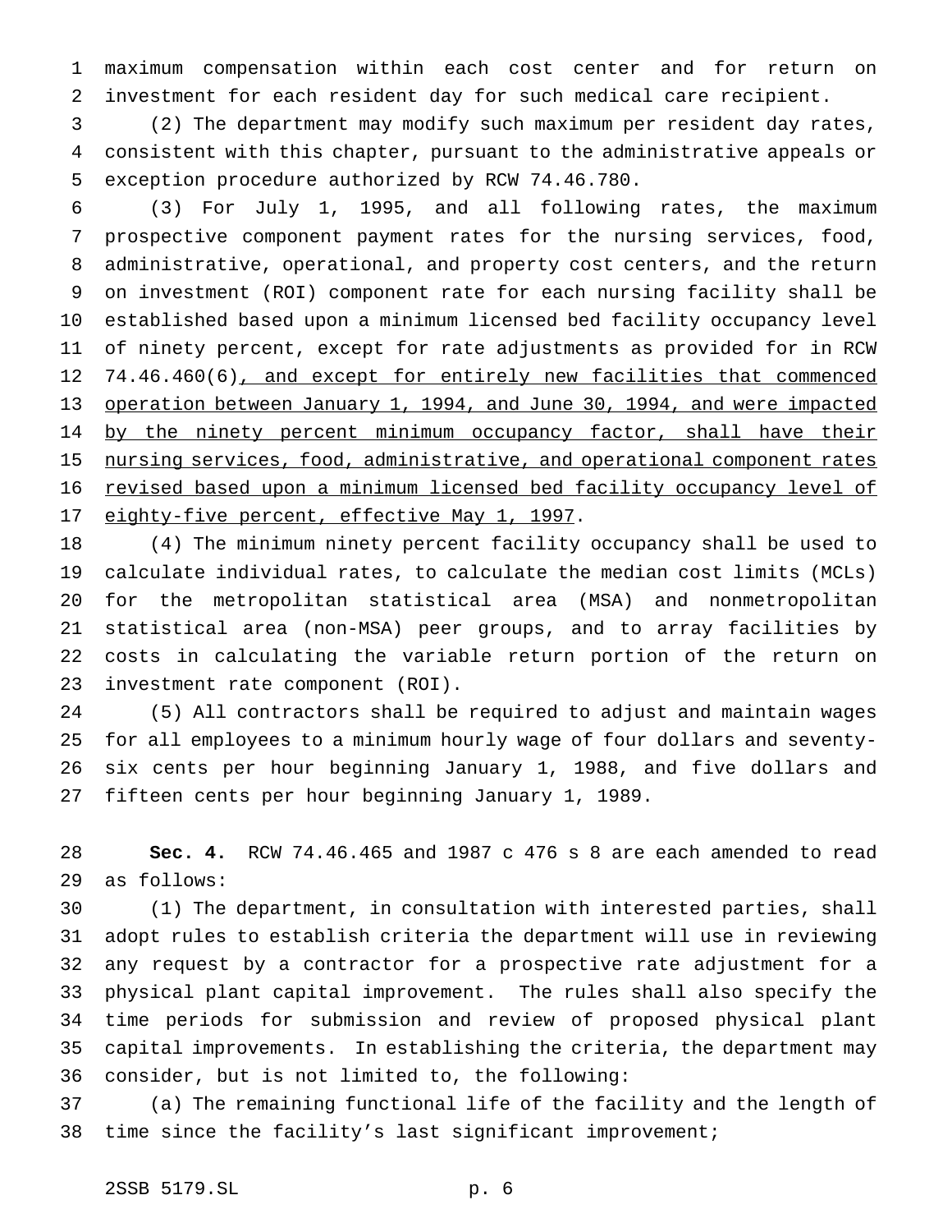maximum compensation within each cost center and for return on investment for each resident day for such medical care recipient.

(2) The department may modify such maximum per resident day rates, consistent with this chapter, pursuant to the administrative appeals or exception procedure authorized by RCW 74.46.780.

(3) For July 1, 1995, and all following rates, the maximum prospective component payment rates for the nursing services, food, administrative, operational, and property cost centers, and the return on investment (ROI) component rate for each nursing facility shall be established based upon a minimum licensed bed facility occupancy level of ninety percent, except for rate adjustments as provided for in RCW 74.46.460(6), and except for entirely new facilities that commenced operation between January 1, 1994, and June 30, 1994, and were impacted by the ninety percent minimum occupancy factor, shall have their nursing services, food, administrative, and operational component rates revised based upon a minimum licensed bed facility occupancy level of eighty-five percent, effective May 1, 1997.

(4) The minimum ninety percent facility occupancy shall be used to calculate individual rates, to calculate the median cost limits (MCLs) for the metropolitan statistical area (MSA) and nonmetropolitan statistical area (non-MSA) peer groups, and to array facilities by costs in calculating the variable return portion of the return on investment rate component (ROI).

(5) All contractors shall be required to adjust and maintain wages for all employees to a minimum hourly wage of four dollars and seventy-six cents per hour beginning January 1, 1988, and five dollars and fifteen cents per hour beginning January 1, 1989.

**Sec. 4.** RCW 74.46.465 and 1987 c 476 s 8 are each amended to read as follows:

(1) The department, in consultation with interested parties, shall adopt rules to establish criteria the department will use in reviewing any request by a contractor for a prospective rate adjustment for a physical plant capital improvement. The rules shall also specify the time periods for submission and review of proposed physical plant capital improvements. In establishing the criteria, the department may consider, but is not limited to, the following:

(a) The remaining functional life of the facility and the length of time since the facility's last significant improvement;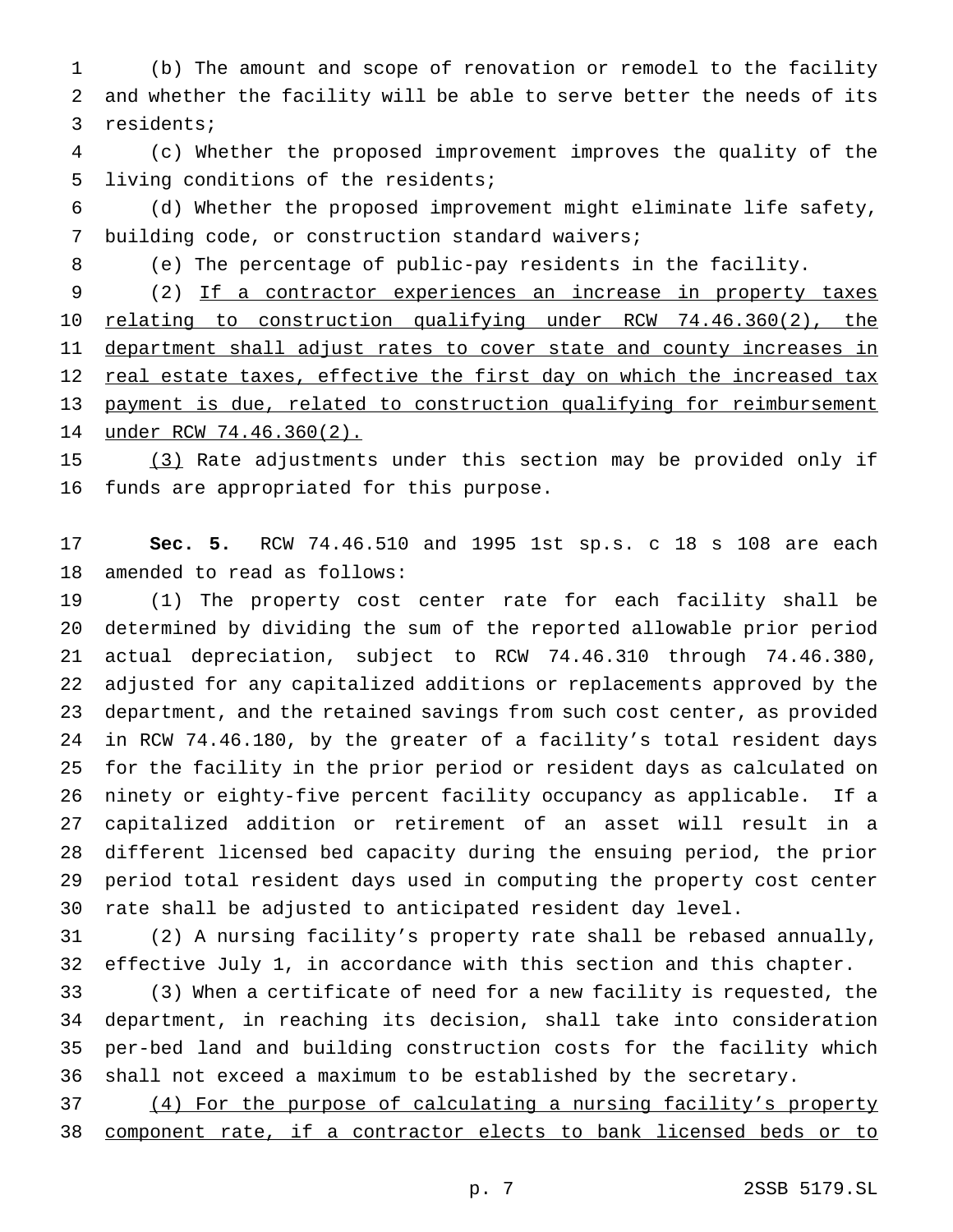(b) The amount and scope of renovation or remodel to the facility and whether the facility will be able to serve better the needs of its residents;

(c) Whether the proposed improvement improves the quality of the living conditions of the residents;

(d) Whether the proposed improvement might eliminate life safety, building code, or construction standard waivers;

(e) The percentage of public-pay residents in the facility.

(2) If a contractor experiences an increase in property taxes relating to construction qualifying under RCW 74.46.360(2), the department shall adjust rates to cover state and county increases in real estate taxes, effective the first day on which the increased tax payment is due, related to construction qualifying for reimbursement under RCW 74.46.360(2).

(3) Rate adjustments under this section may be provided only if funds are appropriated for this purpose.

**Sec. 5.** RCW 74.46.510 and 1995 1st sp.s. c 18 s 108 are each amended to read as follows:

(1) The property cost center rate for each facility shall be determined by dividing the sum of the reported allowable prior period actual depreciation, subject to RCW 74.46.310 through 74.46.380, adjusted for any capitalized additions or replacements approved by the department, and the retained savings from such cost center, as provided in RCW 74.46.180, by the greater of a facility's total resident days for the facility in the prior period or resident days as calculated on ninety or eighty-five percent facility occupancy as applicable. If a capitalized addition or retirement of an asset will result in a different licensed bed capacity during the ensuing period, the prior period total resident days used in computing the property cost center rate shall be adjusted to anticipated resident day level.

(2) A nursing facility's property rate shall be rebased annually, effective July 1, in accordance with this section and this chapter.

(3) When a certificate of need for a new facility is requested, the department, in reaching its decision, shall take into consideration per-bed land and building construction costs for the facility which shall not exceed a maximum to be established by the secretary.

(4) For the purpose of calculating a nursing facility's property component rate, if a contractor elects to bank licensed beds or to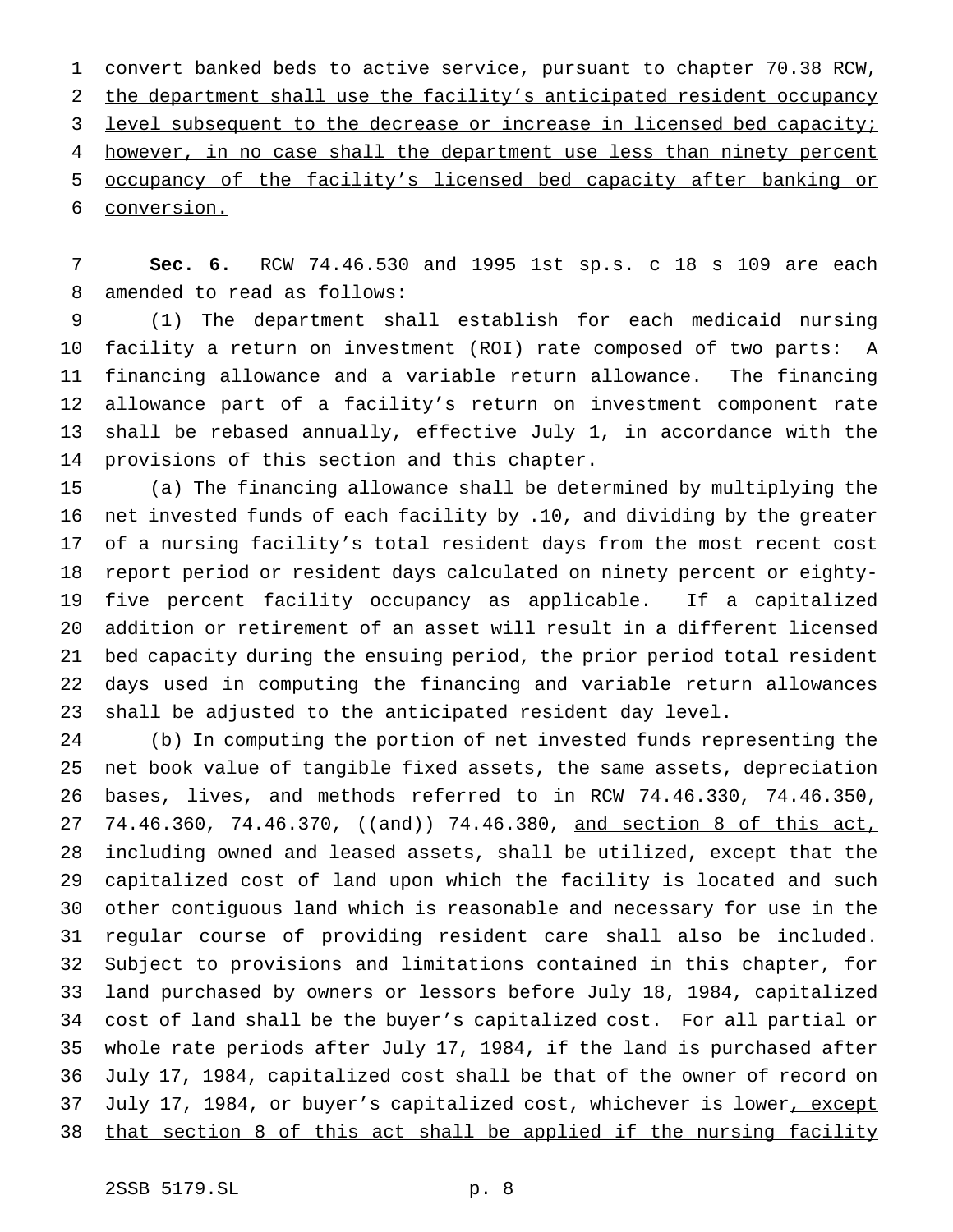convert banked beds to active service, pursuant to chapter 70.38 RCW, the department shall use the facility's anticipated resident occupancy level subsequent to the decrease or increase in licensed bed capacity; however, in no case shall the department use less than ninety percent occupancy of the facility's licensed bed capacity after banking or conversion.

**Sec. 6.** RCW 74.46.530 and 1995 1st sp.s. c 18 s 109 are each amended to read as follows:

(1) The department shall establish for each medicaid nursing facility a return on investment (ROI) rate composed of two parts: A financing allowance and a variable return allowance. The financing allowance part of a facility's return on investment component rate shall be rebased annually, effective July 1, in accordance with the provisions of this section and this chapter.

(a) The financing allowance shall be determined by multiplying the net invested funds of each facility by .10, and dividing by the greater of a nursing facility's total resident days from the most recent cost report period or resident days calculated on ninety percent or eighty-five percent facility occupancy as applicable. If a capitalized addition or retirement of an asset will result in a different licensed bed capacity during the ensuing period, the prior period total resident days used in computing the financing and variable return allowances shall be adjusted to the anticipated resident day level.

(b) In computing the portion of net invested funds representing the net book value of tangible fixed assets, the same assets, depreciation bases, lives, and methods referred to in RCW 74.46.330, 74.46.350, 74.46.360, 74.46.370, ((~~and~~)) 74.46.380, and section 8 of this act, including owned and leased assets, shall be utilized, except that the capitalized cost of land upon which the facility is located and such other contiguous land which is reasonable and necessary for use in the regular course of providing resident care shall also be included. Subject to provisions and limitations contained in this chapter, for land purchased by owners or lessors before July 18, 1984, capitalized cost of land shall be the buyer's capitalized cost. For all partial or whole rate periods after July 17, 1984, if the land is purchased after July 17, 1984, capitalized cost shall be that of the owner of record on July 17, 1984, or buyer's capitalized cost, whichever is lower, except that section 8 of this act shall be applied if the nursing facility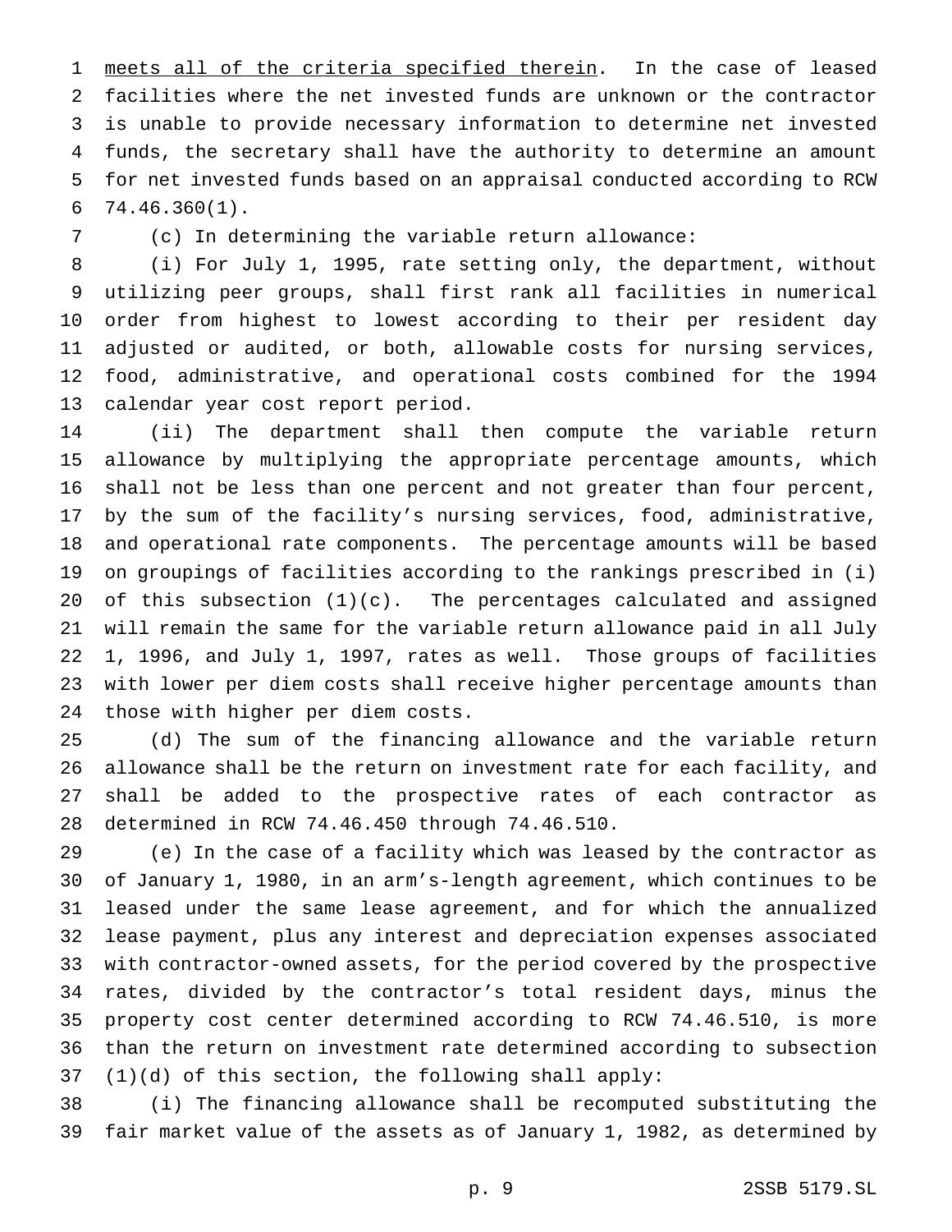meets all of the criteria specified therein. In the case of leased facilities where the net invested funds are unknown or the contractor is unable to provide necessary information to determine net invested funds, the secretary shall have the authority to determine an amount for net invested funds based on an appraisal conducted according to RCW 74.46.360(1).

(c) In determining the variable return allowance:

(i) For July 1, 1995, rate setting only, the department, without utilizing peer groups, shall first rank all facilities in numerical order from highest to lowest according to their per resident day adjusted or audited, or both, allowable costs for nursing services, food, administrative, and operational costs combined for the 1994 calendar year cost report period.

(ii) The department shall then compute the variable return allowance by multiplying the appropriate percentage amounts, which shall not be less than one percent and not greater than four percent, by the sum of the facility's nursing services, food, administrative, and operational rate components. The percentage amounts will be based on groupings of facilities according to the rankings prescribed in (i) of this subsection (1)(c). The percentages calculated and assigned will remain the same for the variable return allowance paid in all July 1, 1996, and July 1, 1997, rates as well. Those groups of facilities with lower per diem costs shall receive higher percentage amounts than those with higher per diem costs.

(d) The sum of the financing allowance and the variable return allowance shall be the return on investment rate for each facility, and shall be added to the prospective rates of each contractor as determined in RCW 74.46.450 through 74.46.510.

(e) In the case of a facility which was leased by the contractor as of January 1, 1980, in an arm's-length agreement, which continues to be leased under the same lease agreement, and for which the annualized lease payment, plus any interest and depreciation expenses associated with contractor-owned assets, for the period covered by the prospective rates, divided by the contractor's total resident days, minus the property cost center determined according to RCW 74.46.510, is more than the return on investment rate determined according to subsection (1)(d) of this section, the following shall apply:

(i) The financing allowance shall be recomputed substituting the fair market value of the assets as of January 1, 1982, as determined by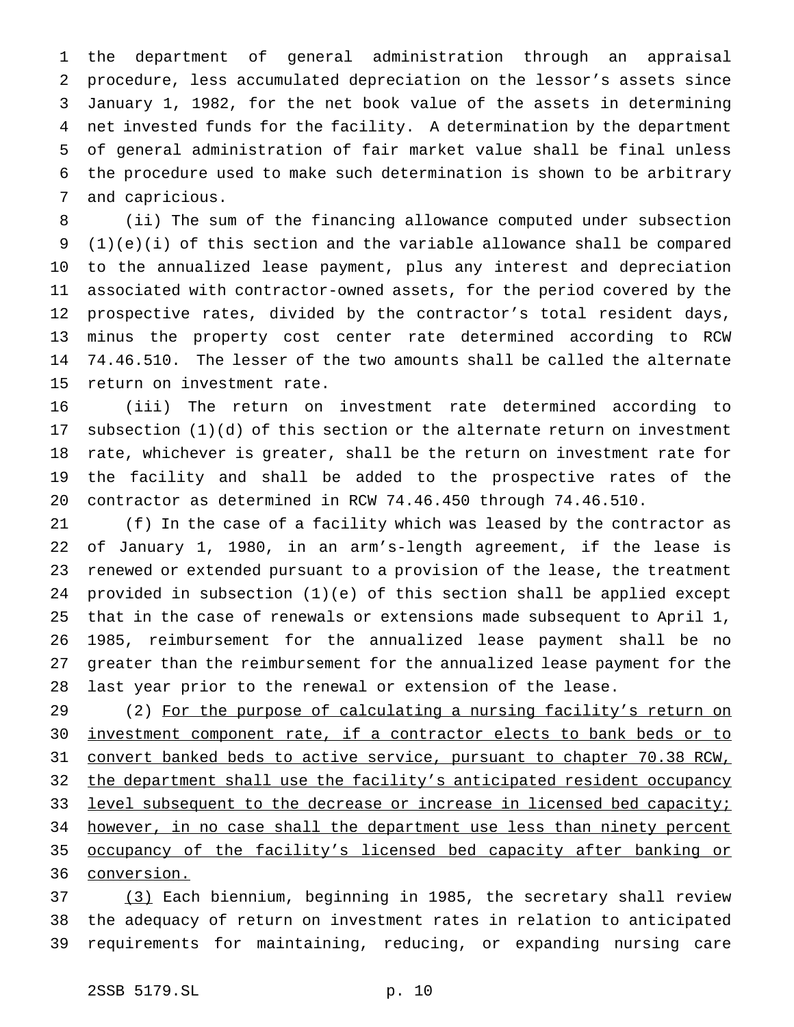the department of general administration through an appraisal procedure, less accumulated depreciation on the lessor's assets since January 1, 1982, for the net book value of the assets in determining net invested funds for the facility. A determination by the department of general administration of fair market value shall be final unless the procedure used to make such determination is shown to be arbitrary and capricious.

(ii) The sum of the financing allowance computed under subsection (1)(e)(i) of this section and the variable allowance shall be compared to the annualized lease payment, plus any interest and depreciation associated with contractor-owned assets, for the period covered by the prospective rates, divided by the contractor's total resident days, minus the property cost center rate determined according to RCW 74.46.510. The lesser of the two amounts shall be called the alternate return on investment rate.

(iii) The return on investment rate determined according to subsection (1)(d) of this section or the alternate return on investment rate, whichever is greater, shall be the return on investment rate for the facility and shall be added to the prospective rates of the contractor as determined in RCW 74.46.450 through 74.46.510.

(f) In the case of a facility which was leased by the contractor as of January 1, 1980, in an arm's-length agreement, if the lease is renewed or extended pursuant to a provision of the lease, the treatment provided in subsection (1)(e) of this section shall be applied except that in the case of renewals or extensions made subsequent to April 1, 1985, reimbursement for the annualized lease payment shall be no greater than the reimbursement for the annualized lease payment for the last year prior to the renewal or extension of the lease.

(2) For the purpose of calculating a nursing facility's return on investment component rate, if a contractor elects to bank beds or to convert banked beds to active service, pursuant to chapter 70.38 RCW, the department shall use the facility's anticipated resident occupancy level subsequent to the decrease or increase in licensed bed capacity; however, in no case shall the department use less than ninety percent occupancy of the facility's licensed bed capacity after banking or conversion.

(3) Each biennium, beginning in 1985, the secretary shall review the adequacy of return on investment rates in relation to anticipated requirements for maintaining, reducing, or expanding nursing care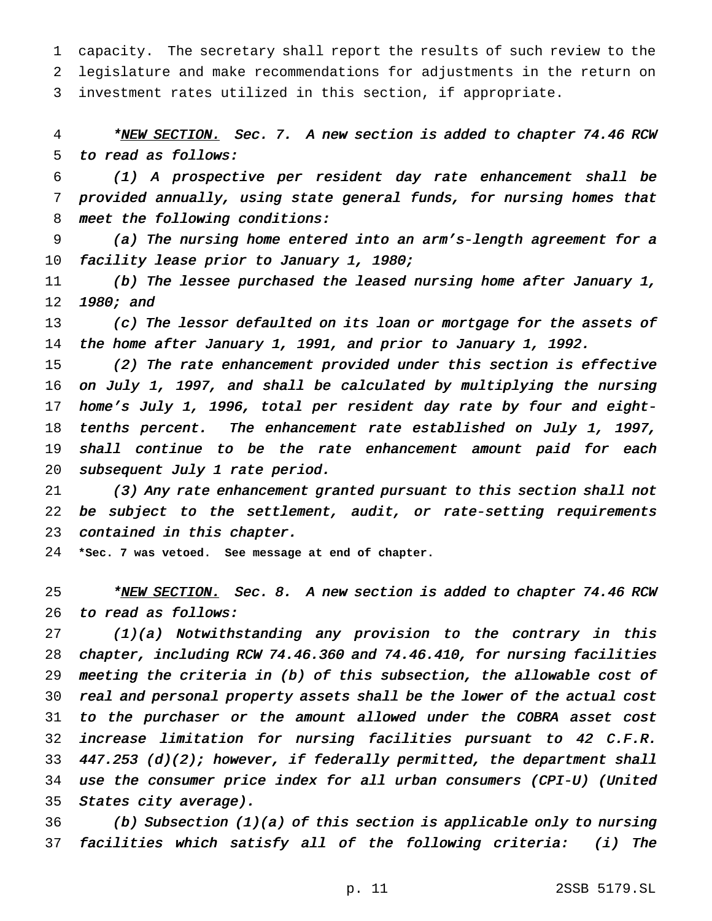capacity. The secretary shall report the results of such review to the legislature and make recommendations for adjustments in the return on investment rates utilized in this section, if appropriate.

*NEW SECTION. *Sec. 7. A new section is added to chapter 74.46 RCW to read as follows:*

*(1) A prospective per resident day rate enhancement shall be provided annually, using state general funds, for nursing homes that meet the following conditions:*

*(a) The nursing home entered into an arm's-length agreement for a facility lease prior to January 1, 1980;*

*(b) The lessee purchased the leased nursing home after January 1, 1980; and*

*(c) The lessor defaulted on its loan or mortgage for the assets of the home after January 1, 1991, and prior to January 1, 1992.*

*(2) The rate enhancement provided under this section is effective on July 1, 1997, and shall be calculated by multiplying the nursing home's July 1, 1996, total per resident day rate by four and eight-tenths percent. The enhancement rate established on July 1, 1997, shall continue to be the rate enhancement amount paid for each subsequent July 1 rate period.*

*(3) Any rate enhancement granted pursuant to this section shall not be subject to the settlement, audit, or rate-setting requirements contained in this chapter.*

**\*Sec. 7 was vetoed. See message at end of chapter.**

*NEW SECTION. *Sec. 8. A new section is added to chapter 74.46 RCW to read as follows:*

*(1)(a) Notwithstanding any provision to the contrary in this chapter, including RCW 74.46.360 and 74.46.410, for nursing facilities meeting the criteria in (b) of this subsection, the allowable cost of real and personal property assets shall be the lower of the actual cost to the purchaser or the amount allowed under the COBRA asset cost increase limitation for nursing facilities pursuant to 42 C.F.R. 447.253 (d)(2); however, if federally permitted, the department shall use the consumer price index for all urban consumers (CPI-U) (United States city average).*

*(b) Subsection (1)(a) of this section is applicable only to nursing facilities which satisfy all of the following criteria: (i) The*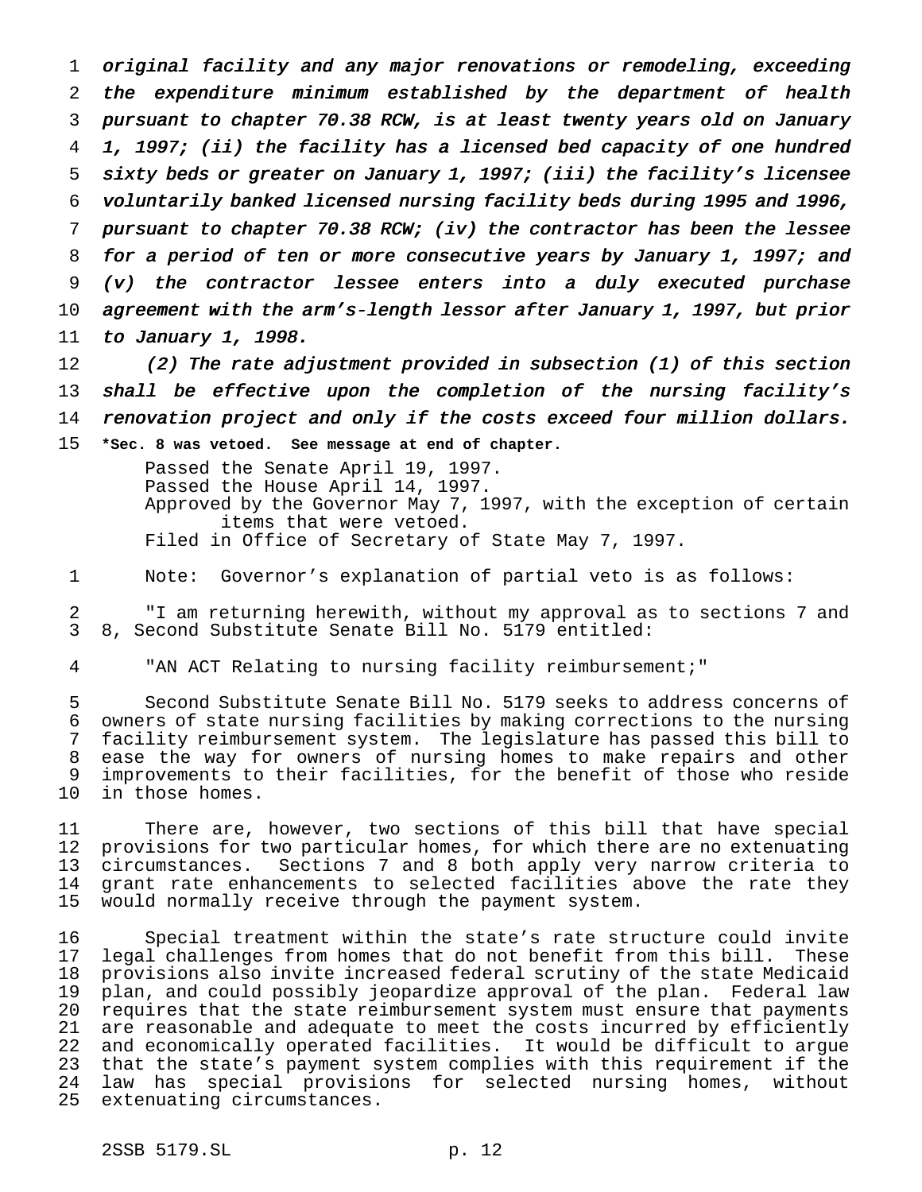*original facility and any major renovations or remodeling, exceeding the expenditure minimum established by the department of health pursuant to chapter 70.38 RCW, is at least twenty years old on January 1, 1997; (ii) the facility has a licensed bed capacity of one hundred sixty beds or greater on January 1, 1997; (iii) the facility's licensee voluntarily banked licensed nursing facility beds during 1995 and 1996, pursuant to chapter 70.38 RCW; (iv) the contractor has been the lessee for a period of ten or more consecutive years by January 1, 1997; and (v) the contractor lessee enters into a duly executed purchase agreement with the arm's-length lessor after January 1, 1997, but prior to January 1, 1998.*

*(2) The rate adjustment provided in subsection (1) of this section shall be effective upon the completion of the nursing facility's renovation project and only if the costs exceed four million dollars.*

**\*Sec. 8 was vetoed. See message at end of chapter.**

Passed the Senate April 19, 1997.
Passed the House April 14, 1997.
Approved by the Governor May 7, 1997, with the exception of certain items that were vetoed.
Filed in Office of Secretary of State May 7, 1997.

Note: Governor's explanation of partial veto is as follows:

"I am returning herewith, without my approval as to sections 7 and 8, Second Substitute Senate Bill No. 5179 entitled:

"AN ACT Relating to nursing facility reimbursement;"

Second Substitute Senate Bill No. 5179 seeks to address concerns of owners of state nursing facilities by making corrections to the nursing facility reimbursement system. The legislature has passed this bill to ease the way for owners of nursing homes to make repairs and other improvements to their facilities, for the benefit of those who reside in those homes.

There are, however, two sections of this bill that have special provisions for two particular homes, for which there are no extenuating circumstances. Sections 7 and 8 both apply very narrow criteria to grant rate enhancements to selected facilities above the rate they would normally receive through the payment system.

Special treatment within the state's rate structure could invite legal challenges from homes that do not benefit from this bill. These provisions also invite increased federal scrutiny of the state Medicaid plan, and could possibly jeopardize approval of the plan. Federal law requires that the state reimbursement system must ensure that payments are reasonable and adequate to meet the costs incurred by efficiently and economically operated facilities. It would be difficult to argue that the state's payment system complies with this requirement if the law has special provisions for selected nursing homes, without extenuating circumstances.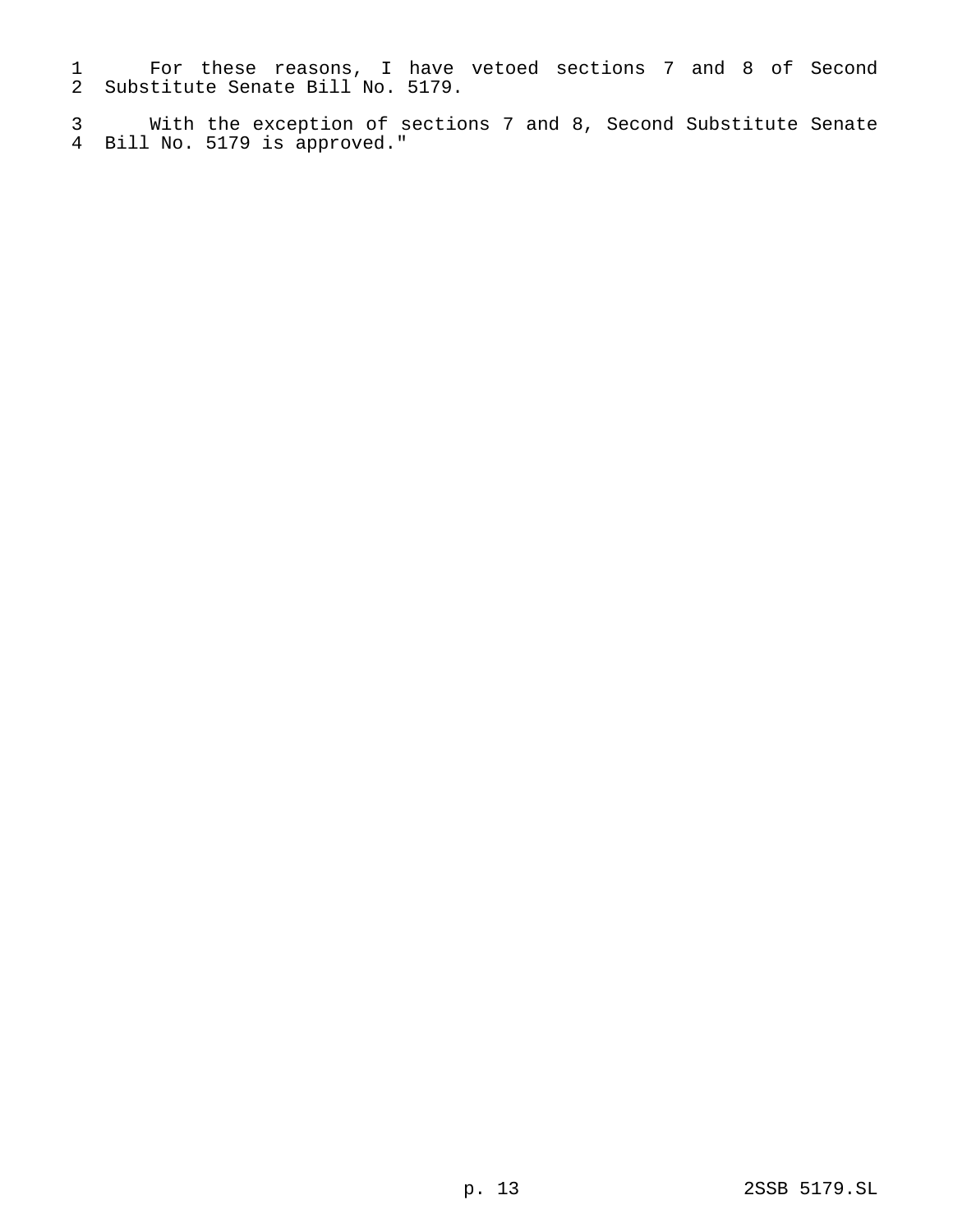For these reasons, I have vetoed sections 7 and 8 of Second Substitute Senate Bill No. 5179.

With the exception of sections 7 and 8, Second Substitute Senate Bill No. 5179 is approved."